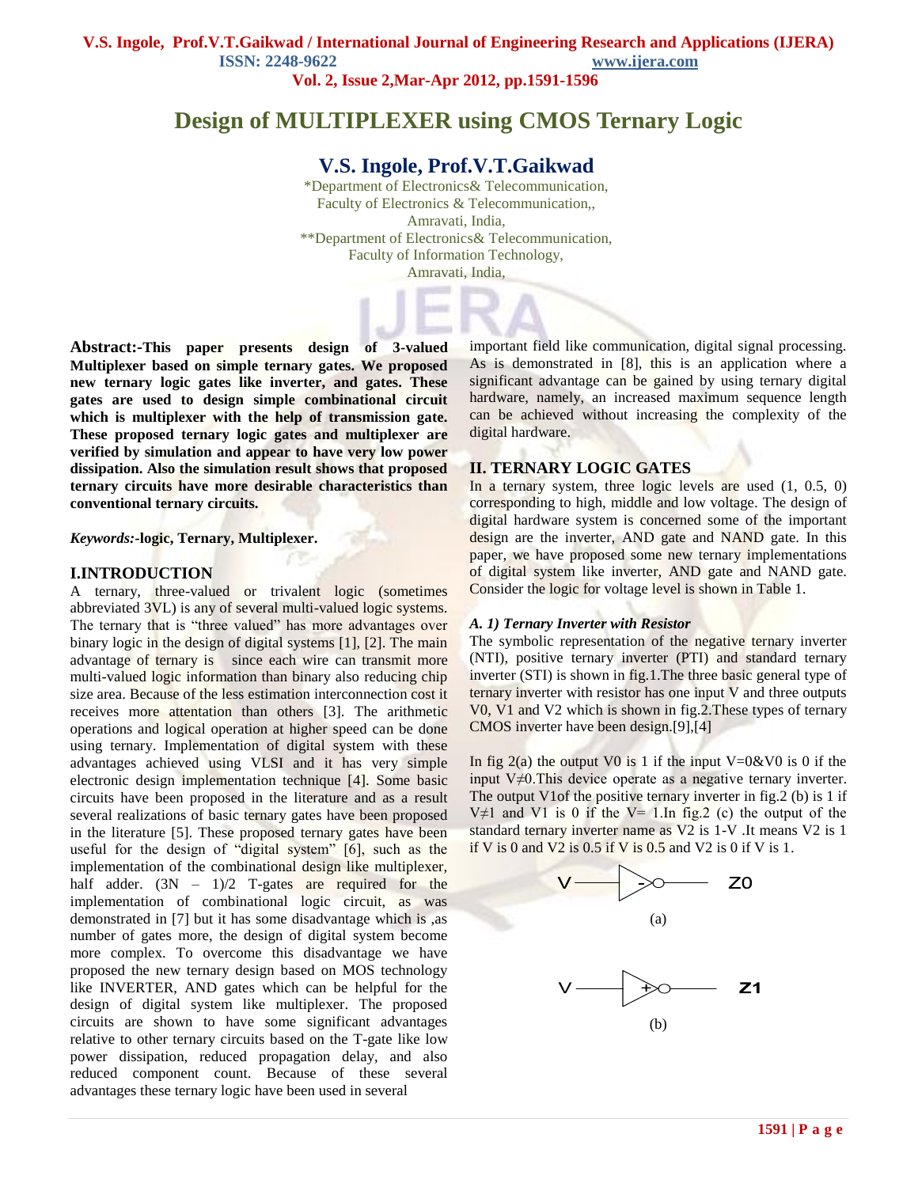# Design of MULTIPLEXER using CMOS Ternary Logic

## V.S. Ingole, Prof.V.T.Gaikwad

*Department of Electronics& Telecommunication,
Faculty of Electronics & Telecommunication,,
Amravati, India,
**Department of Electronics& Telecommunication,
Faculty of Information Technology,
Amravati, India,

**Abstract:-This paper presents design of 3-valued Multiplexer based on simple ternary gates. We proposed new ternary logic gates like inverter, and gates. These gates are used to design simple combinational circuit which is multiplexer with the help of transmission gate. These proposed ternary logic gates and multiplexer are verified by simulation and appear to have very low power dissipation. Also the simulation result shows that proposed ternary circuits have more desirable characteristics than conventional ternary circuits.**

***Keywords:*-logic, Ternary, Multiplexer.**

## I.INTRODUCTION

A ternary, three-valued or trivalent logic (sometimes abbreviated 3VL) is any of several multi-valued logic systems. The ternary that is "three valued" has more advantages over binary logic in the design of digital systems [1], [2]. The main advantage of ternary is since each wire can transmit more multi-valued logic information than binary also reducing chip size area. Because of the less estimation interconnection cost it receives more attentation than others [3]. The arithmetic operations and logical operation at higher speed can be done using ternary. Implementation of digital system with these advantages achieved using VLSI and it has very simple electronic design implementation technique [4]. Some basic circuits have been proposed in the literature and as a result several realizations of basic ternary gates have been proposed in the literature [5]. These proposed ternary gates have been useful for the design of "digital system" [6], such as the implementation of the combinational design like multiplexer, half adder. $(3N - 1)/2$ T-gates are required for the implementation of combinational logic circuit, as was demonstrated in [7] but it has some disadvantage which is ,as number of gates more, the design of digital system become more complex. To overcome this disadvantage we have proposed the new ternary design based on MOS technology like INVERTER, AND gates which can be helpful for the design of digital system like multiplexer. The proposed circuits are shown to have some significant advantages relative to other ternary circuits based on the T-gate like low power dissipation, reduced propagation delay, and also reduced component count. Because of these several advantages these ternary logic have been used in several important field like communication, digital signal processing. As is demonstrated in [8], this is an application where a significant advantage can be gained by using ternary digital hardware, namely, an increased maximum sequence length can be achieved without increasing the complexity of the digital hardware.

## II. TERNARY LOGIC GATES

In a ternary system, three logic levels are used (1, 0.5, 0) corresponding to high, middle and low voltage. The design of digital hardware system is concerned some of the important design are the inverter, AND gate and NAND gate. In this paper, we have proposed some new ternary implementations of digital system like inverter, AND gate and NAND gate. Consider the logic for voltage level is shown in Table 1.

### *A. 1) Ternary Inverter with Resistor*

The symbolic representation of the negative ternary inverter (NTI), positive ternary inverter (PTI) and standard ternary inverter (STI) is shown in fig.1.The three basic general type of ternary inverter with resistor has one input V and three outputs V0, V1 and V2 which is shown in fig.2.These types of ternary CMOS inverter have been design.[9],[4]

In fig 2(a) the output V0 is 1 if the input V=0&V0 is 0 if the input V≠0.This device operate as a negative ternary inverter. The output V1of the positive ternary inverter in fig.2 (b) is 1 if V≠1 and V1 is 0 if the V= 1.In fig.2 (c) the output of the standard ternary inverter name as V2 is 1-V .It means V2 is 1 if V is 0 and V2 is 0.5 if V is 0.5 and V2 is 0 if V is 1.

V — Z0

(a)

V — Z1

(b)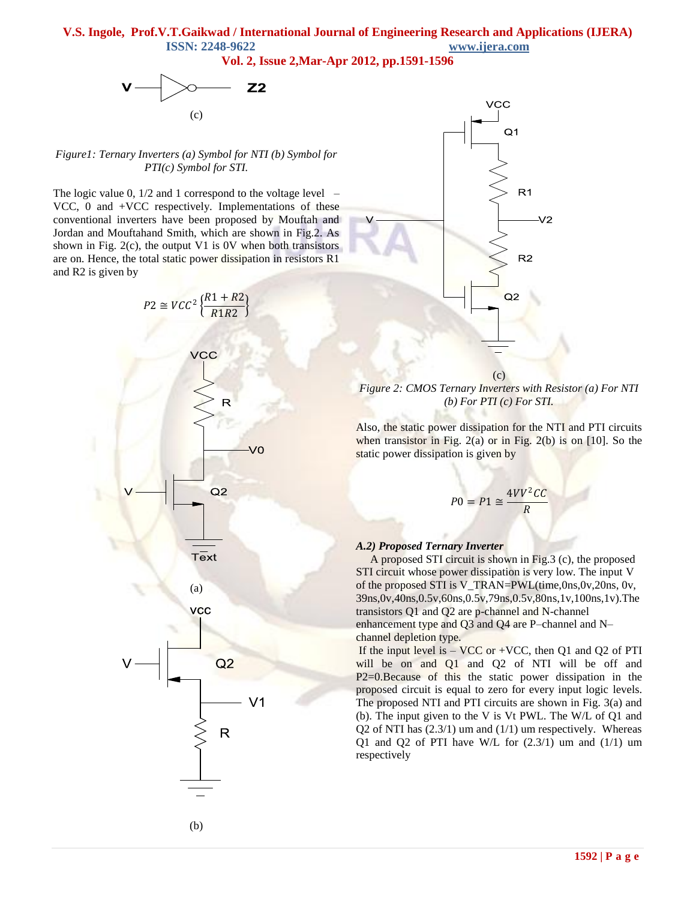(c)

*Figure1: Ternary Inverters (a) Symbol for NTI (b) Symbol for PTI(c) Symbol for STI.*

The logic value 0, 1/2 and 1 correspond to the voltage level – VCC, 0 and +VCC respectively. Implementations of these conventional inverters have been proposed by Mouftah and Jordan and Mouftahand Smith, which are shown in Fig.2. As shown in Fig. 2(c), the output V1 is 0V when both transistors are on. Hence, the total static power dissipation in resistors R1 and R2 is given by

$$P2 \cong VCC^2 \left\{\frac{R1 + R2}{R1R2}\right\}$$

(a)

(b)

(c)

*Figure 2: CMOS Ternary Inverters with Resistor (a) For NTI (b) For PTI (c) For STI.*

Also, the static power dissipation for the NTI and PTI circuits when transistor in Fig. 2(a) or in Fig. 2(b) is on [10]. So the static power dissipation is given by

$$P0 = P1 \cong \frac{4VV^2CC}{R}$$

***A.2) Proposed Ternary Inverter***

A proposed STI circuit is shown in Fig.3 (c), the proposed STI circuit whose power dissipation is very low. The input V of the proposed STI is V_TRAN=PWL(time,0ns,0v,20ns, 0v, 39ns,0v,40ns,0.5v,60ns,0.5v,79ns,0.5v,80ns,1v,100ns,1v).The transistors Q1 and Q2 are p-channel and N-channel enhancement type and Q3 and Q4 are P–channel and N–channel depletion type.

If the input level is – VCC or +VCC, then Q1 and Q2 of PTI will be on and Q1 and Q2 of NTI will be off and P2=0.Because of this the static power dissipation in the proposed circuit is equal to zero for every input logic levels. The proposed NTI and PTI circuits are shown in Fig. 3(a) and (b). The input given to the V is Vt PWL. The W/L of Q1 and Q2 of NTI has (2.3/1) um and (1/1) um respectively. Whereas Q1 and Q2 of PTI have W/L for (2.3/1) um and (1/1) um respectively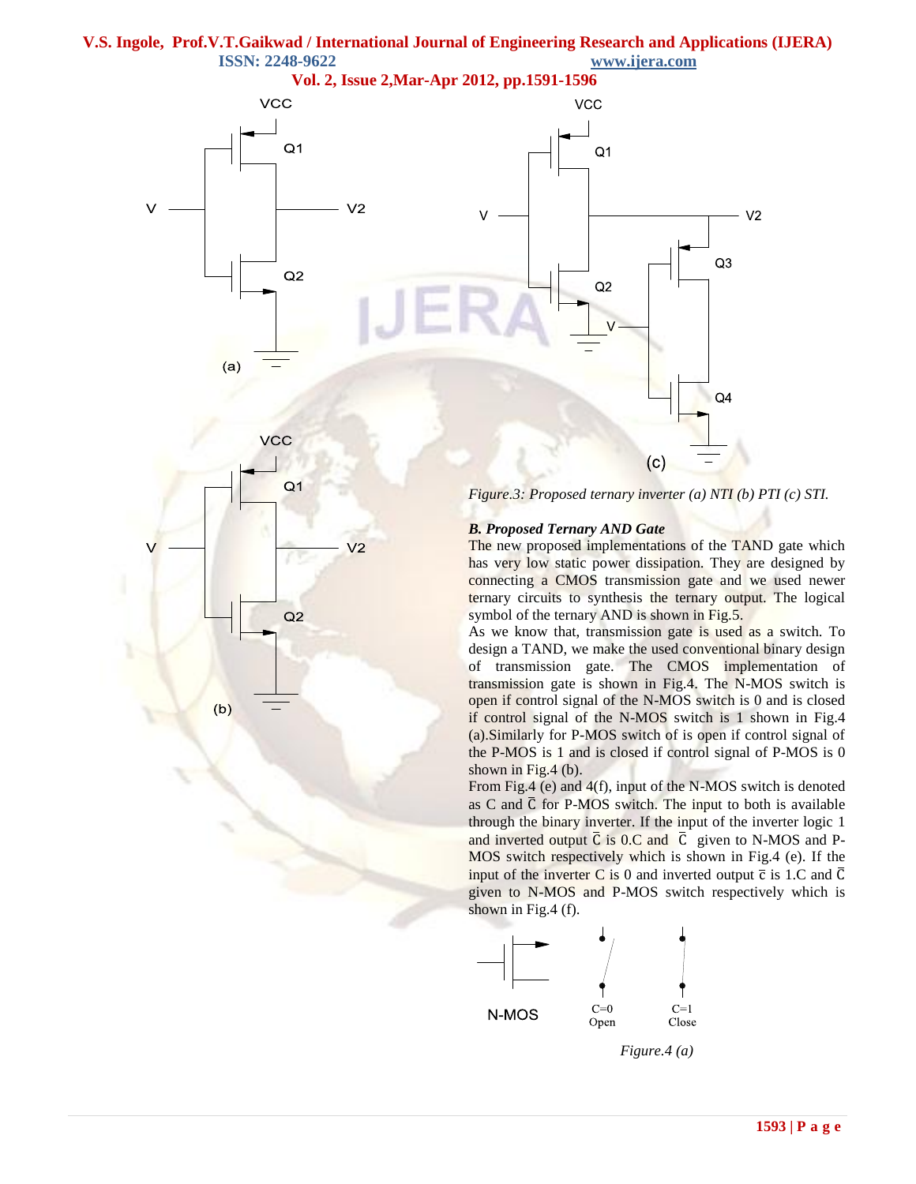VCC

Q1

V

V2

Q2

(a)

VCC

Q1

V

V2

Q2

(b)

VCC

Q1

V

V2

Q3

Q2

V

Q4

(c)

*Figure.3: Proposed ternary inverter (a) NTI (b) PTI (c) STI.*

### *B. Proposed Ternary AND Gate*

The new proposed implementations of the TAND gate which has very low static power dissipation. They are designed by connecting a CMOS transmission gate and we used newer ternary circuits to synthesis the ternary output. The logical symbol of the ternary AND is shown in Fig.5.

As we know that, transmission gate is used as a switch. To design a TAND, we make the used conventional binary design of transmission gate. The CMOS implementation of transmission gate is shown in Fig.4. The N-MOS switch is open if control signal of the N-MOS switch is 0 and is closed if control signal of the N-MOS switch is 1 shown in Fig.4 (a).Similarly for P-MOS switch of is open if control signal of the P-MOS is 1 and is closed if control signal of P-MOS is 0 shown in Fig.4 (b).

From Fig.4 (e) and 4(f), input of the N-MOS switch is denoted as C and $\bar{C}$ for P-MOS switch. The input to both is available through the binary inverter. If the input of the inverter logic 1 and inverted output $\bar{C}$ is 0.C and $\bar{C}$ given to N-MOS and P-MOS switch respectively which is shown in Fig.4 (e). If the input of the inverter C is 0 and inverted output $\bar{c}$ is 1.C and $\bar{C}$ given to N-MOS and P-MOS switch respectively which is shown in Fig.4 (f).

N-MOS

C=0
Open

C=1
Close

*Figure.4 (a)*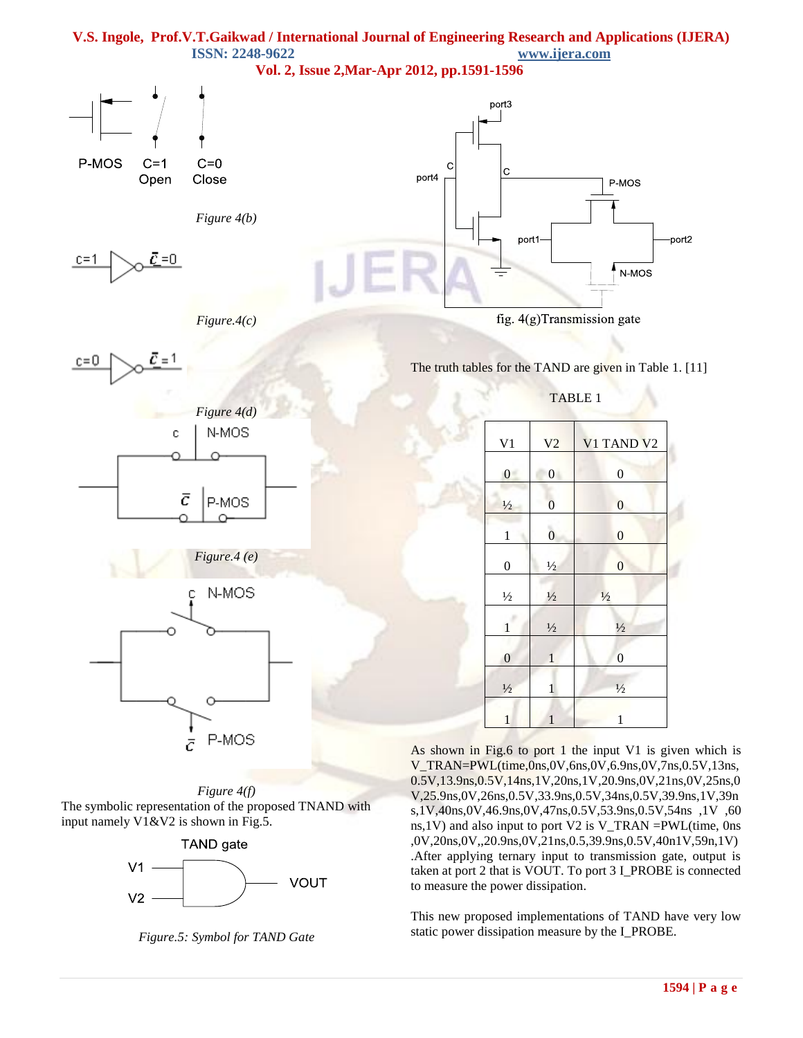P-MOS C=1 Open C=0 Close

*Figure 4(b)*

c=1 $\bar{c}$=0

*Figure.4(c)*

c=0 $\bar{c}$=1

*Figure 4(d)*

c N-MOS

$\bar{c}$ P-MOS

*Figure.4 (e)*

c N-MOS

$\bar{c}$ P-MOS

*Figure 4(f)*

The symbolic representation of the proposed TNAND with input namely V1&V2 is shown in Fig.5.

TAND gate

V1

V2

VOUT

*Figure.5: Symbol for TAND Gate*

port3

C

C

port4

P-MOS

port1

port2

N-MOS

fig. 4(g)Transmission gate

The truth tables for the TAND are given in Table 1. [11]

TABLE 1

| V1 | V2 | V1 TAND V2 |
|---|---|---|
| 0 | 0 | 0 |
| ½ | 0 | 0 |
| 1 | 0 | 0 |
| 0 | ½ | 0 |
| ½ | ½ | ½ |
| 1 | ½ | ½ |
| 0 | 1 | 0 |
| ½ | 1 | ½ |
| 1 | 1 | 1 |

As shown in Fig.6 to port 1 the input V1 is given which is V_TRAN=PWL(time,0ns,0V,6ns,0V,6.9ns,0V,7ns,0.5V,13ns, 0.5V,13.9ns,0.5V,14ns,1V,20ns,1V,20.9ns,0V,21ns,0V,25ns,0 V,25.9ns,0V,26ns,0.5V,33.9ns,0.5V,34ns,0.5V,39.9ns,1V,39n s,1V,40ns,0V,46.9ns,0V,47ns,0.5V,53.9ns,0.5V,54ns ,1V ,60 ns,1V) and also input to port V2 is V_TRAN =PWL(time, 0ns ,0V,20ns,0V,,20.9ns,0V,21ns,0.5,39.9ns,0.5V,40n1V,59n,1V) .After applying ternary input to transmission gate, output is taken at port 2 that is VOUT. To port 3 I_PROBE is connected to measure the power dissipation.

This new proposed implementations of TAND have very low static power dissipation measure by the I_PROBE.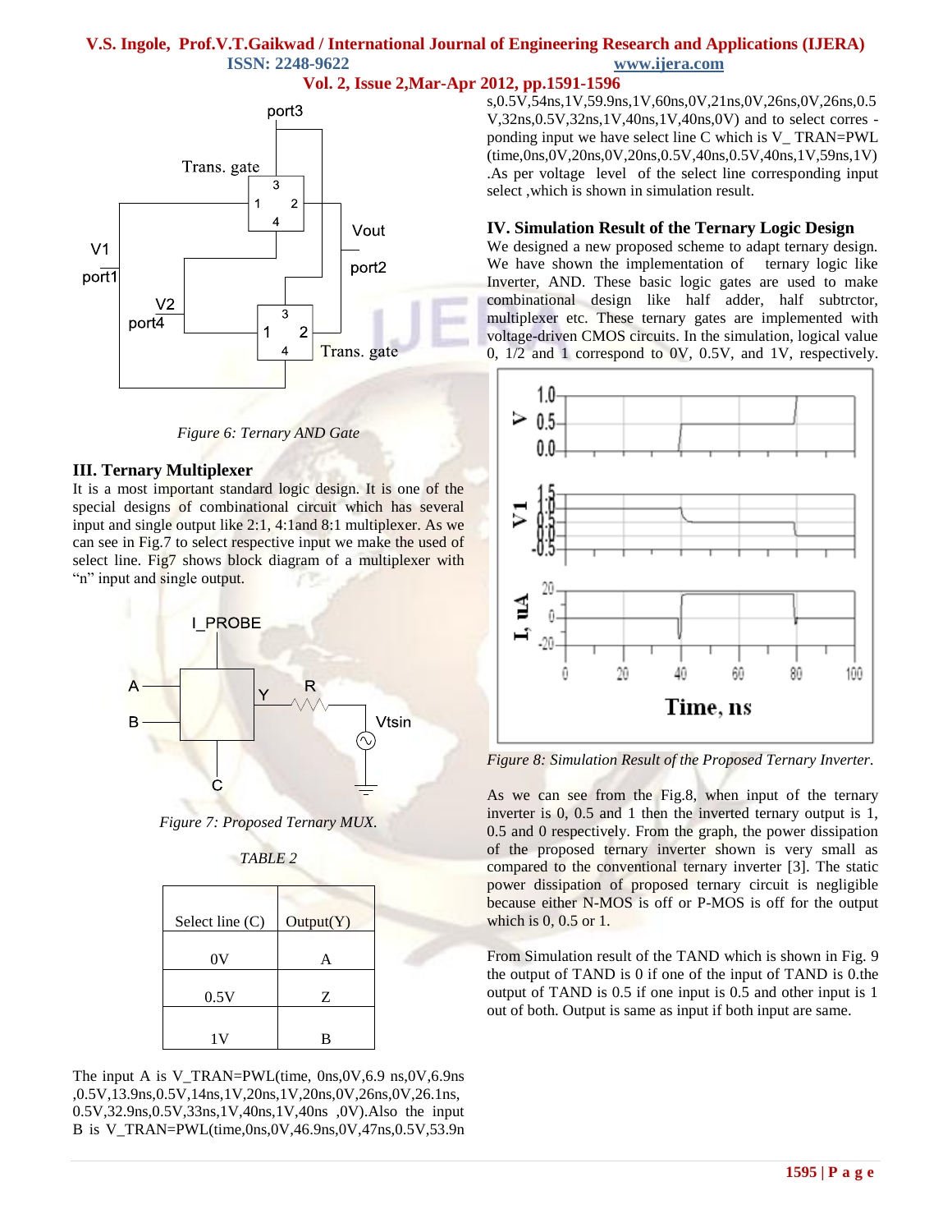port3

Trans. gate

3

1 2

4

Vout

V1

port1

port2

V2

port4

3

1 2

4

Trans. gate

*Figure 6: Ternary AND Gate*

### III. Ternary Multiplexer

It is a most important standard logic design. It is one of the special designs of combinational circuit which has several input and single output like 2:1, 4:1and 8:1 multiplexer. As we can see in Fig.7 to select respective input we make the used of select line. Fig7 shows block diagram of a multiplexer with "n" input and single output.

I_PROBE

A

Y

R

B

Vtsin

C

*Figure 7: Proposed Ternary MUX.*

*TABLE 2*

| Select line (C) | Output(Y) |
|---|---|
| 0V | A |
| 0.5V | Z |
| 1V | B |

The input A is V_TRAN=PWL(time, 0ns,0V,6.9 ns,0V,6.9ns ,0.5V,13.9ns,0.5V,14ns,1V,20ns,1V,20ns,0V,26ns,0V,26.1ns, 0.5V,32.9ns,0.5V,33ns,1V,40ns,1V,40ns ,0V).Also the input B is V_TRAN=PWL(time,0ns,0V,46.9ns,0V,47ns,0.5V,53.9ns,0.5V,54ns,1V,59.9ns,1V,60ns,0V,21ns,0V,26ns,0V,26ns,0.5V,32ns,0.5V,32ns,1V,40ns,1V,40ns,0V) and to select corres -ponding input we have select line C which is V_ TRAN=PWL (time,0ns,0V,20ns,0V,20ns,0.5V,40ns,0.5V,40ns,1V,59ns,1V) .As per voltage level of the select line corresponding input select ,which is shown in simulation result.

### IV. Simulation Result of the Ternary Logic Design

We designed a new proposed scheme to adapt ternary design. We have shown the implementation of ternary logic like Inverter, AND. These basic logic gates are used to make combinational design like half adder, half subtrctor, multiplexer etc. These ternary gates are implemented with voltage-driven CMOS circuits. In the simulation, logical value 0, 1/2 and 1 correspond to 0V, 0.5V, and 1V, respectively.

V

1.0
0.5
0.0

V1

1.5
1.0
0.5
0.0
-0.5

I, uA

20
0
-20

0 20 40 60 80 100

Time, ns

*Figure 8: Simulation Result of the Proposed Ternary Inverter.*

As we can see from the Fig.8, when input of the ternary inverter is 0, 0.5 and 1 then the inverted ternary output is 1, 0.5 and 0 respectively. From the graph, the power dissipation of the proposed ternary inverter shown is very small as compared to the conventional ternary inverter [3]. The static power dissipation of proposed ternary circuit is negligible because either N-MOS is off or P-MOS is off for the output which is 0, 0.5 or 1.

From Simulation result of the TAND which is shown in Fig. 9 the output of TAND is 0 if one of the input of TAND is 0.the output of TAND is 0.5 if one input is 0.5 and other input is 1 out of both. Output is same as input if both input are same.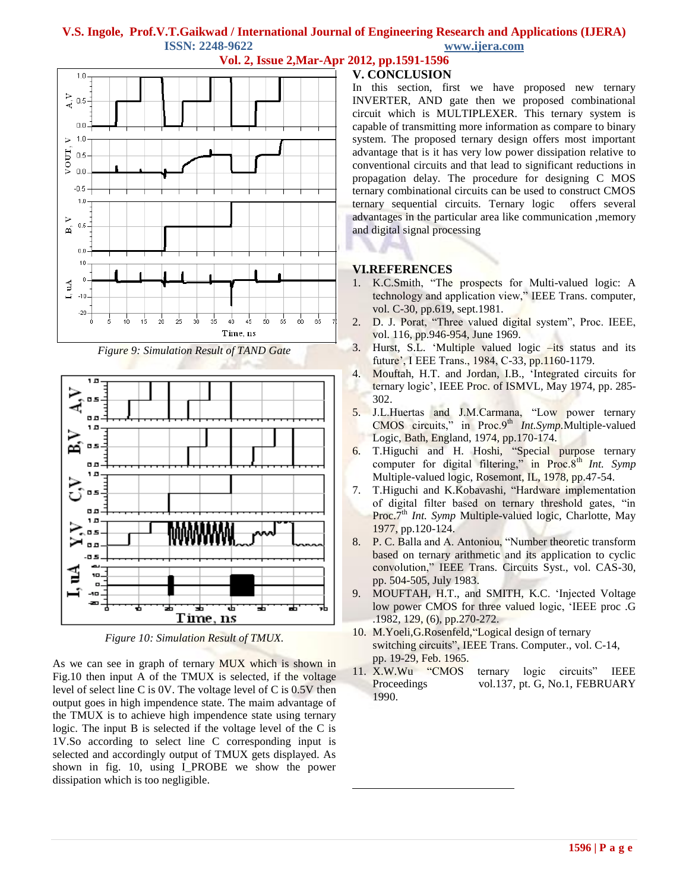A, V
1.0
0.5
0.0
VOUT, V
1.0
0.5
0.0
-0.5
B, V
1.0
0.5
0.0
I, uA
10
0
-10
-20
0 5 10 15 20 25 30 35 40 45 50 55 60 65 70
Time, ns

*Figure 9: Simulation Result of TAND Gate*

A,V
1.0
0.5
0.0
B,V
1.0
0.5
0.0
C,V
1.0
0.5
0.0
Y,V
1.0
0.5
0.0
-0.5
I, uA
20
10
0
-10
-20
0 10 20 30 40 50 60 70
Time, ns

*Figure 10: Simulation Result of TMUX.*

As we can see in graph of ternary MUX which is shown in Fig.10 then input A of the TMUX is selected, if the voltage level of select line C is 0V. The voltage level of C is 0.5V then output goes in high impendence state. The maim advantage of the TMUX is to achieve high impendence state using ternary logic. The input B is selected if the voltage level of the C is 1V.So according to select line C corresponding input is selected and accordingly output of TMUX gets displayed. As shown in fig. 10, using I_PROBE we show the power dissipation which is too negligible.

## V. CONCLUSION

In this section, first we have proposed new ternary INVERTER, AND gate then we proposed combinational circuit which is MULTIPLEXER. This ternary system is capable of transmitting more information as compare to binary system. The proposed ternary design offers most important advantage that is it has very low power dissipation relative to conventional circuits and that lead to significant reductions in propagation delay. The procedure for designing C MOS ternary combinational circuits can be used to construct CMOS ternary sequential circuits. Ternary logic offers several advantages in the particular area like communication ,memory and digital signal processing

## VI.REFERENCES

1. K.C.Smith, "The prospects for Multi-valued logic: A technology and application view," IEEE Trans. computer, vol. C-30, pp.619, sept.1981.
2. D. J. Porat, "Three valued digital system", Proc. IEEE, vol. 116, pp.946-954, June 1969.
3. Hurst, S.L. 'Multiple valued logic –its status and its future', I EEE Trans., 1984, C-33, pp.1160-1179.
4. Mouftah, H.T. and Jordan, I.B., 'Integrated circuits for ternary logic', IEEE Proc. of ISMVL, May 1974, pp. 285-302.
5. J.L.Huertas and J.M.Carmana, "Low power ternary CMOS circuits," in Proc.9th *Int.Symp.*Multiple-valued Logic, Bath, England, 1974, pp.170-174.
6. T.Higuchi and H. Hoshi, "Special purpose ternary computer for digital filtering," in Proc.8th *Int. Symp* Multiple-valued logic, Rosemont, IL, 1978, pp.47-54.
7. T.Higuchi and K.Kobavashi, "Hardware implementation of digital filter based on ternary threshold gates, "in Proc.7th *Int. Symp* Multiple-valued logic, Charlotte, May 1977, pp.120-124.
8. P. C. Balla and A. Antoniou, "Number theoretic transform based on ternary arithmetic and its application to cyclic convolution," IEEE Trans. Circuits Syst., vol. CAS-30, pp. 504-505, July 1983.
9. MOUFTAH, H.T., and SMITH, K.C. 'Injected Voltage low power CMOS for three valued logic, 'IEEE proc .G .1982, 129, (6), pp.270-272.
10. M.Yoeli,G.Rosenfeld,"Logical design of ternary switching circuits", IEEE Trans. Computer., vol. C-14, pp. 19-29, Feb. 1965.
11. X.W.Wu "CMOS ternary logic circuits" IEEE Proceedings vol.137, pt. G, No.1, FEBRUARY 1990.